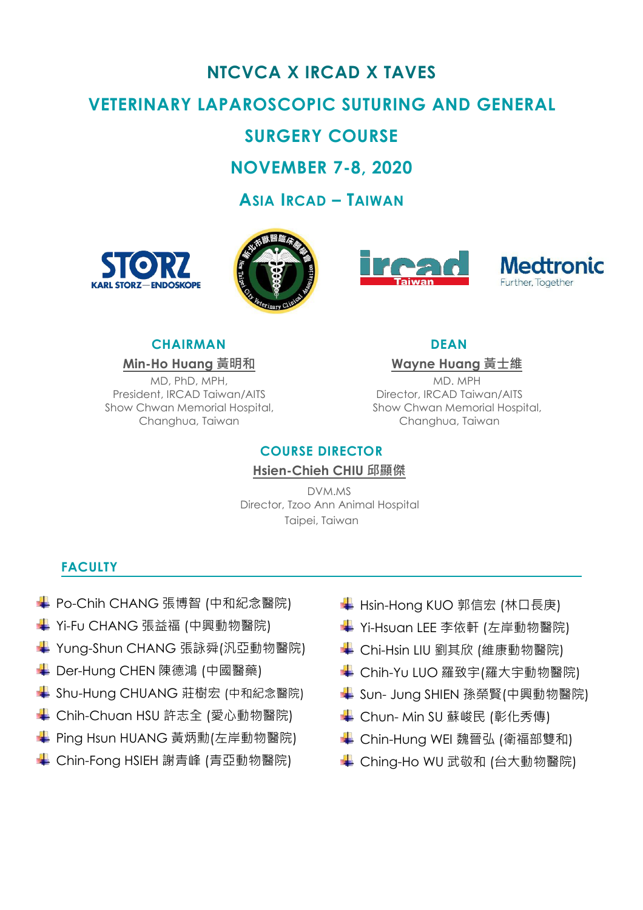# NTCVCA X IRCAD X TAVES

## VETERINARY LAPAROSCOPIC SUTURING AND GENERAL SURGERY COURSE

## NOVEMBER 7-8, 2020

## ASIA IRCAD – TAIWAN

### CHAIRMAN

**Min-Ho Huang 黃明和**

MD, PhD, MPH,
President, IRCAD Taiwan/AITS
Show Chwan Memorial Hospital,
Changhua, Taiwan

### DEAN

**Wayne Huang 黃士維**

MD. MPH
Director, IRCAD Taiwan/AITS
Show Chwan Memorial Hospital,
Changhua, Taiwan

### COURSE DIRECTOR

**Hsien-Chieh CHIU 邱顯傑**

DVM.MS
Director, Tzoo Ann Animal Hospital
Taipei, Taiwan

### FACULTY

- Po-Chih CHANG 張博智 (中和紀念醫院)
- Yi-Fu CHANG 張益福 (中興動物醫院)
- Yung-Shun CHANG 張詠舜(汎亞動物醫院)
- Der-Hung CHEN 陳德鴻 (中國醫藥)
- Shu-Hung CHUANG 莊樹宏 (中和紀念醫院)
- Chih-Chuan HSU 許志全 (愛心動物醫院)
- Ping Hsun HUANG 黃炳勳(左岸動物醫院)
- Chin-Fong HSIEH 謝青峰 (青亞動物醫院)
- Hsin-Hong KUO 郭信宏 (林口長庚)
- Yi-Hsuan LEE 李依軒 (左岸動物醫院)
- Chi-Hsin LIU 劉其欣 (維康動物醫院)
- Chih-Yu LUO 羅致宇(羅大宇動物醫院)
- Sun- Jung SHIEN 孫榮賢(中興動物醫院)
- Chun- Min SU 蘇峻民 (彰化秀傳)
- Chin-Hung WEI 魏晉弘 (衛福部雙和)
- Ching-Ho WU 武敬和 (台大動物醫院)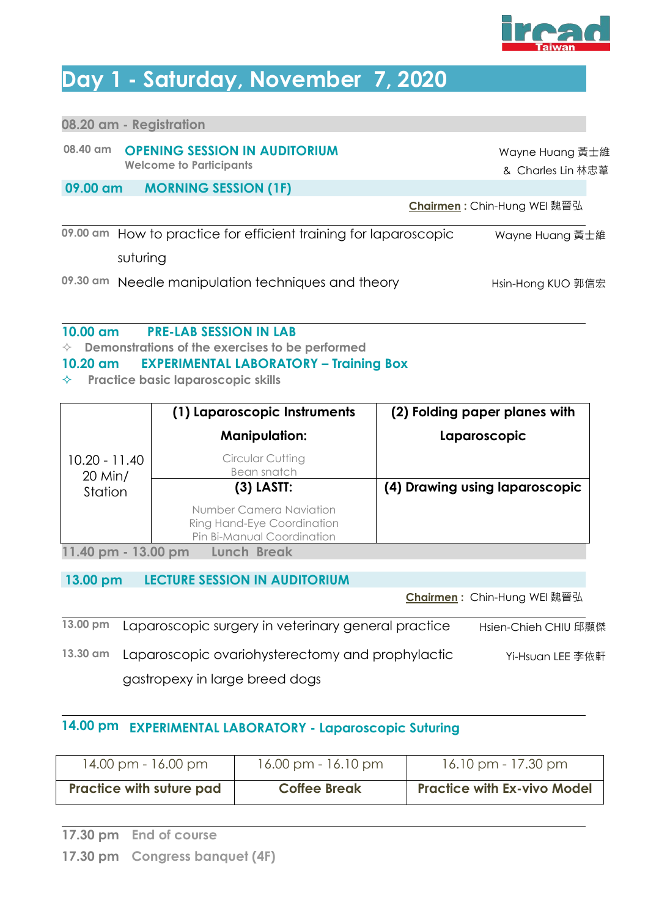# Day 1 - Saturday, November 7, 2020

**08.20 am - Registration**

**08.40 am** **OPENING SESSION IN AUDITORIUM**
Welcome to Participants — Wayne Huang 黃士維 & Charles Lin 林忠葦

## 09.00 am MORNING SESSION (1F)

**Chairmen** : Chin-Hung WEI 魏晉弘

| Time | Topic | Speaker |
|---|---|---|
| 09.00 am | How to practice for efficient training for laparoscopic suturing | Wayne Huang 黃士維 |
| 09.30 am | Needle manipulation techniques and theory | Hsin-Hong KUO 郭信宏 |

## 10.00 am PRE-LAB SESSION IN LAB

✧ Demonstrations of the exercises to be performed

## 10.20 am EXPERIMENTAL LABORATORY – Training Box

✧ Practice basic laparoscopic skills

| | | |
|---|---|---|
| 10.20 - 11.40 20 Min/ Station | **(1) Laparoscopic Instruments Manipulation:** Circular Cutting, Bean snatch | **(2) Folding paper planes with Laparoscopic** |
| | **(3) LASTT:** Number Camera Naviation, Ring Hand-Eye Coordination, Pin Bi-Manual Coordination | **(4) Drawing using laparoscopic** |

**11.40 pm - 13.00 pm Lunch Break**

## 13.00 pm LECTURE SESSION IN AUDITORIUM

**Chairmen** : Chin-Hung WEI 魏晉弘

| Time | Topic | Speaker |
|---|---|---|
| 13.00 pm | Laparoscopic surgery in veterinary general practice | Hsien-Chieh CHIU 邱顯傑 |
| 13.30 am | Laparoscopic ovariohysterectomy and prophylactic gastropexy in large breed dogs | Yi-Hsuan LEE 李依軒 |

## 14.00 pm EXPERIMENTAL LABORATORY - Laparoscopic Suturing

| 14.00 pm - 16.00 pm | 16.00 pm - 16.10 pm | 16.10 pm - 17.30 pm |
|---|---|---|
| **Practice with suture pad** | **Coffee Break** | **Practice with Ex-vivo Model** |

**17.30 pm** End of course

**17.30 pm** Congress banquet (4F)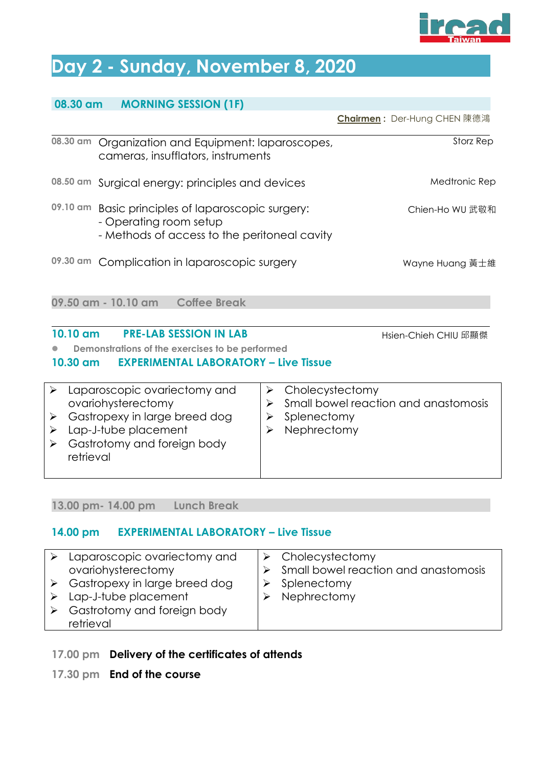# Day 2 - Sunday, November 8, 2020

## 08.30 am MORNING SESSION (1F)

**Chairmen**: Der-Hung CHEN 陳德鴻

| | | |
|---|---|---|
| 08.30 am | Organization and Equipment: laparoscopes, cameras, insufflators, instruments | Storz Rep |
| 08.50 am | Surgical energy: principles and devices | Medtronic Rep |
| 09.10 am | Basic principles of laparoscopic surgery:<br>- Operating room setup<br>- Methods of access to the peritoneal cavity | Chien-Ho WU 武敬和 |
| 09.30 am | Complication in laparoscopic surgery | Wayne Huang 黃士維 |

**09.50 am - 10.10 am Coffee Break**

## 10.10 am PRE-LAB SESSION IN LAB

Hsien-Chieh CHIU 邱顯傑

- Demonstrations of the exercises to be performed

## 10.30 am EXPERIMENTAL LABORATORY – Live Tissue

| | |
|---|---|
| ➢ Laparoscopic ovariectomy and ovariohysterectomy<br>➢ Gastropexy in large breed dog<br>➢ Lap-J-tube placement<br>➢ Gastrotomy and foreign body retrieval | ➢ Cholecystectomy<br>➢ Small bowel reaction and anastomosis<br>➢ Splenectomy<br>➢ Nephrectomy |

**13.00 pm- 14.00 pm Lunch Break**

## 14.00 pm EXPERIMENTAL LABORATORY – Live Tissue

| | |
|---|---|
| ➢ Laparoscopic ovariectomy and ovariohysterectomy<br>➢ Gastropexy in large breed dog<br>➢ Lap-J-tube placement<br>➢ Gastrotomy and foreign body retrieval | ➢ Cholecystectomy<br>➢ Small bowel reaction and anastomosis<br>➢ Splenectomy<br>➢ Nephrectomy |

17.00 pm **Delivery of the certificates of attends**

17.30 pm **End of the course**